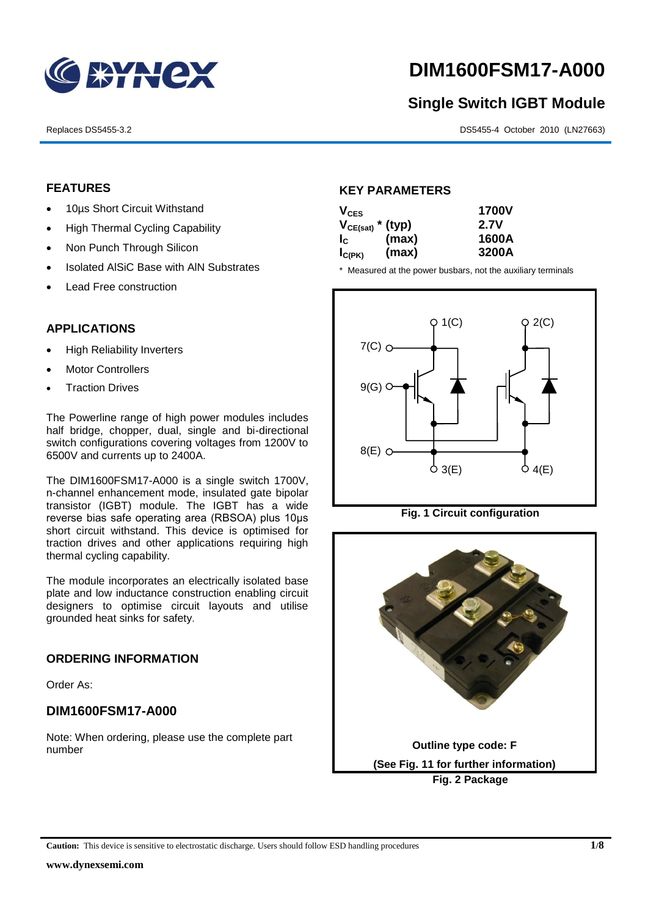# DIM1600FSM17-A000

## Single Switch IGBT Module

Replaces DS5455-3.2

DS5455-4 October 2010 (LN27663)

## FEATURES

- 10µs Short Circuit Withstand
- High Thermal Cycling Capability
- Non Punch Through Silicon
- Isolated AlSiC Base with AlN Substrates
- Lead Free construction

## APPLICATIONS

- High Reliability Inverters
- Motor Controllers
- Traction Drives

The Powerline range of high power modules includes half bridge, chopper, dual, single and bi-directional switch configurations covering voltages from 1200V to 6500V and currents up to 2400A.

The DIM1600FSM17-A000 is a single switch 1700V, n-channel enhancement mode, insulated gate bipolar transistor (IGBT) module. The IGBT has a wide reverse bias safe operating area (RBSOA) plus 10µs short circuit withstand. This device is optimised for traction drives and other applications requiring high thermal cycling capability.

The module incorporates an electrically isolated base plate and low inductance construction enabling circuit designers to optimise circuit layouts and utilise grounded heat sinks for safety.

## ORDERING INFORMATION

Order As:

### DIM1600FSM17-A000

Note: When ordering, please use the complete part number

## KEY PARAMETERS

| | | |
|---|---|---|
| $V_{CES}$ | | 1700V |
| $V_{CE(sat)}$ * | (typ) | 2.7V |
| $I_C$ | (max) | 1600A |
| $I_{C(PK)}$ | (max) | 3200A |

\* Measured at the power busbars, not the auxiliary terminals

**Fig. 1 Circuit configuration**

Outline type code: F

(See Fig. 11 for further information)

**Fig. 2 Package**

**Caution:** This device is sensitive to electrostatic discharge. Users should follow ESD handling procedures

www.dynexsemi.com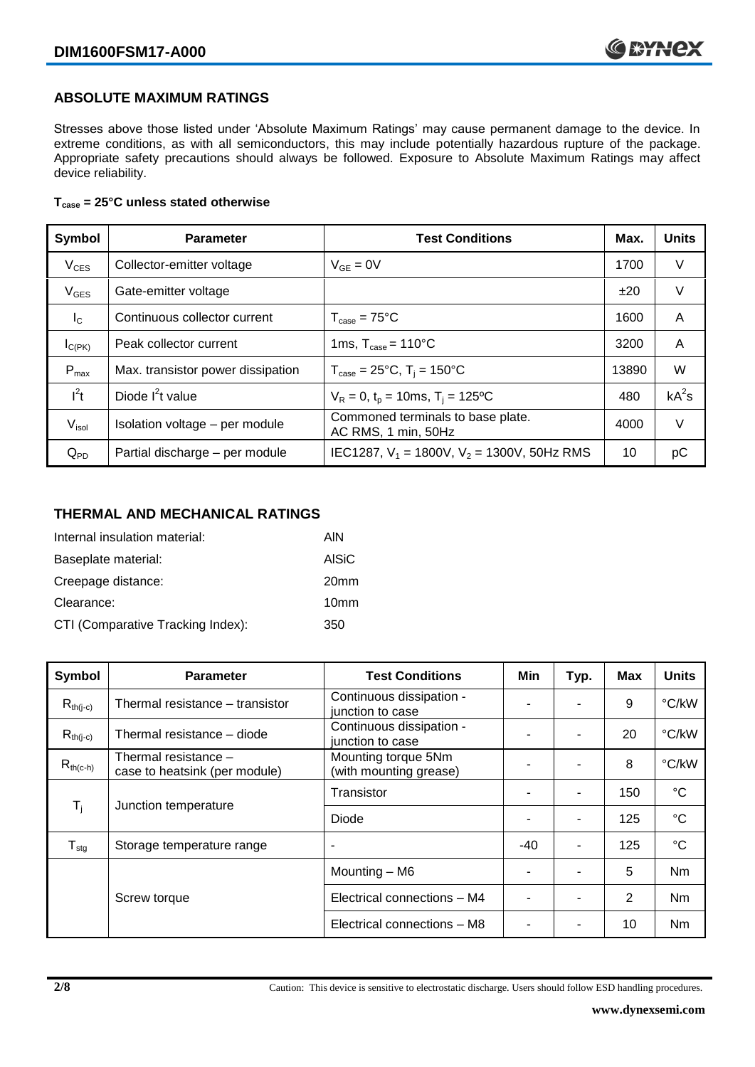## ABSOLUTE MAXIMUM RATINGS

Stresses above those listed under 'Absolute Maximum Ratings' may cause permanent damage to the device. In extreme conditions, as with all semiconductors, this may include potentially hazardous rupture of the package. Appropriate safety precautions should always be followed. Exposure to Absolute Maximum Ratings may affect device reliability.

**$T_{case}$ = 25°C unless stated otherwise**

| Symbol | Parameter | Test Conditions | Max. | Units |
|---|---|---|---|---|
| $V_{CES}$ | Collector-emitter voltage | $V_{GE}$ = 0V | 1700 | V |
| $V_{GES}$ | Gate-emitter voltage | | ±20 | V |
| $I_C$ | Continuous collector current | $T_{case}$ = 75°C | 1600 | A |
| $I_{C(PK)}$ | Peak collector current | 1ms, $T_{case}$ = 110°C | 3200 | A |
| $P_{max}$ | Max. transistor power dissipation | $T_{case}$ = 25°C, $T_j$ = 150°C | 13890 | W |
| $I^2t$ | Diode $I^2t$ value | $V_R$ = 0, $t_p$ = 10ms, $T_j$ = 125ºC | 480 | $kA^2s$ |
| $V_{isol}$ | Isolation voltage – per module | Commoned terminals to base plate. AC RMS, 1 min, 50Hz | 4000 | V |
| $Q_{PD}$ | Partial discharge – per module | IEC1287, $V_1$ = 1800V, $V_2$ = 1300V, 50Hz RMS | 10 | pC |

## THERMAL AND MECHANICAL RATINGS

Internal insulation material: AlN

Baseplate material: AlSiC

Creepage distance: 20mm

Clearance: 10mm

CTI (Comparative Tracking Index): 350

| Symbol | Parameter | Test Conditions | Min | Typ. | Max | Units |
|---|---|---|---|---|---|---|
| $R_{th(j-c)}$ | Thermal resistance – transistor | Continuous dissipation - junction to case | - | - | 9 | °C/kW |
| $R_{th(j-c)}$ | Thermal resistance – diode | Continuous dissipation - junction to case | - | - | 20 | °C/kW |
| $R_{th(c-h)}$ | Thermal resistance – case to heatsink (per module) | Mounting torque 5Nm (with mounting grease) | - | - | 8 | °C/kW |
| $T_j$ | Junction temperature | Transistor | - | - | 150 | °C |
| | | Diode | - | - | 125 | °C |
| $T_{stg}$ | Storage temperature range | - | -40 | - | 125 | °C |
| | Screw torque | Mounting – M6 | - | - | 5 | Nm |
| | | Electrical connections – M4 | - | - | 2 | Nm |
| | | Electrical connections – M8 | - | - | 10 | Nm |

Caution: This device is sensitive to electrostatic discharge. Users should follow ESD handling procedures.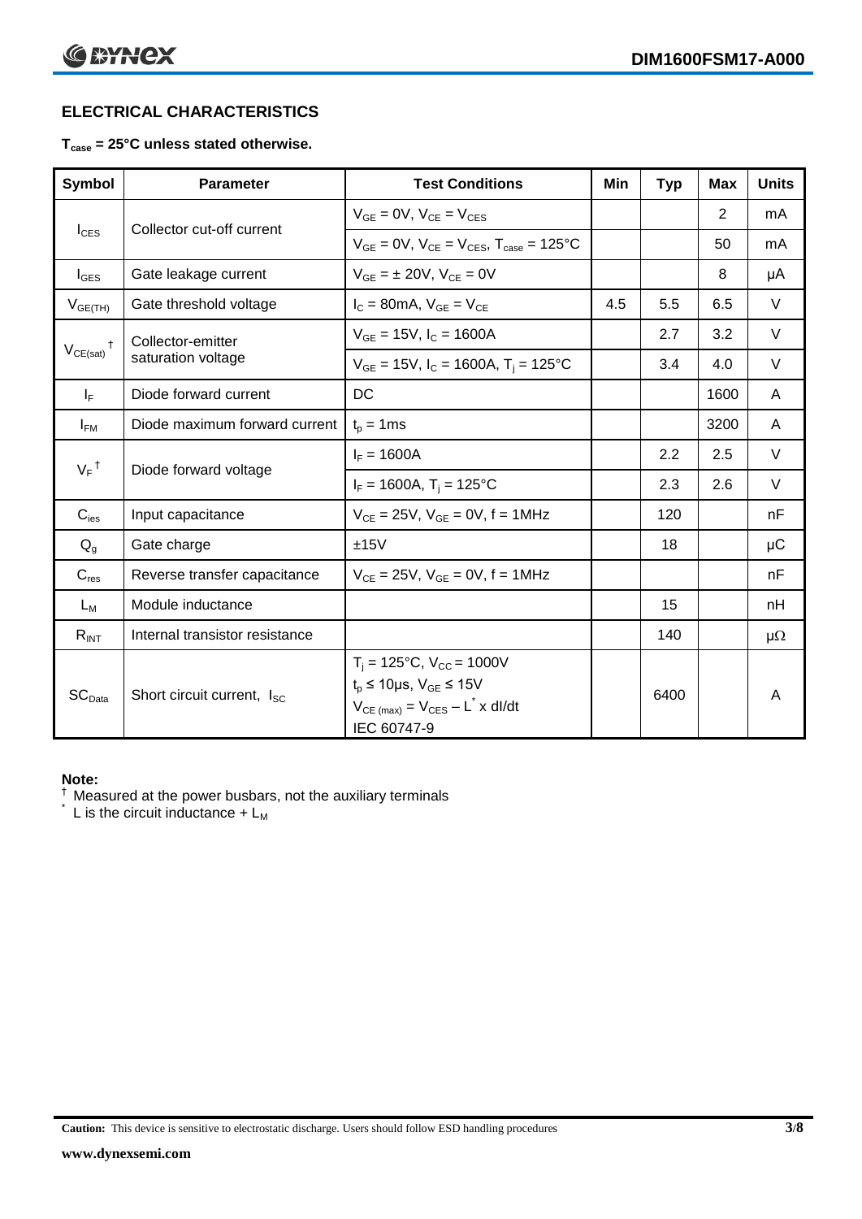## ELECTRICAL CHARACTERISTICS

**$T_{case}$ = 25°C unless stated otherwise.**

| Symbol | Parameter | Test Conditions | Min | Typ | Max | Units |
|---|---|---|---|---|---|---|
| $I_{CES}$ | Collector cut-off current | $V_{GE}$ = 0V, $V_{CE}$ = $V_{CES}$ | | | 2 | mA |
| | | $V_{GE}$ = 0V, $V_{CE}$ = $V_{CES}$, $T_{case}$ = 125°C | | | 50 | mA |
| $I_{GES}$ | Gate leakage current | $V_{GE}$ = ± 20V, $V_{CE}$ = 0V | | | 8 | μA |
| $V_{GE(TH)}$ | Gate threshold voltage | $I_C$ = 80mA, $V_{GE}$ = $V_{CE}$ | 4.5 | 5.5 | 6.5 | V |
| $V_{CE(sat)}$ † | Collector-emitter saturation voltage | $V_{GE}$ = 15V, $I_C$ = 1600A | | 2.7 | 3.2 | V |
| | | $V_{GE}$ = 15V, $I_C$ = 1600A, $T_j$ = 125°C | | 3.4 | 4.0 | V |
| $I_F$ | Diode forward current | DC | | | 1600 | A |
| $I_{FM}$ | Diode maximum forward current | $t_p$ = 1ms | | | 3200 | A |
| $V_F$ † | Diode forward voltage | $I_F$ = 1600A | | 2.2 | 2.5 | V |
| | | $I_F$ = 1600A, $T_j$ = 125°C | | 2.3 | 2.6 | V |
| $C_{ies}$ | Input capacitance | $V_{CE}$ = 25V, $V_{GE}$ = 0V, f = 1MHz | | 120 | | nF |
| $Q_g$ | Gate charge | ±15V | | 18 | | μC |
| $C_{res}$ | Reverse transfer capacitance | $V_{CE}$ = 25V, $V_{GE}$ = 0V, f = 1MHz | | | | nF |
| $L_M$ | Module inductance | | | 15 | | nH |
| $R_{INT}$ | Internal transistor resistance | | | 140 | | μΩ |
| $SC_{Data}$ | Short circuit current, $I_{SC}$ | $T_j$ = 125°C, $V_{CC}$ = 1000V<br>$t_p$ ≤ 10μs, $V_{GE}$ ≤ 15V<br>$V_{CE\,(max)}$ = $V_{CES}$ – $L^*$ x dI/dt<br>IEC 60747-9 | | 6400 | | A |

**Note:**

† Measured at the power busbars, not the auxiliary terminals

\* L is the circuit inductance + $L_M$

**Caution:** This device is sensitive to electrostatic discharge. Users should follow ESD handling procedures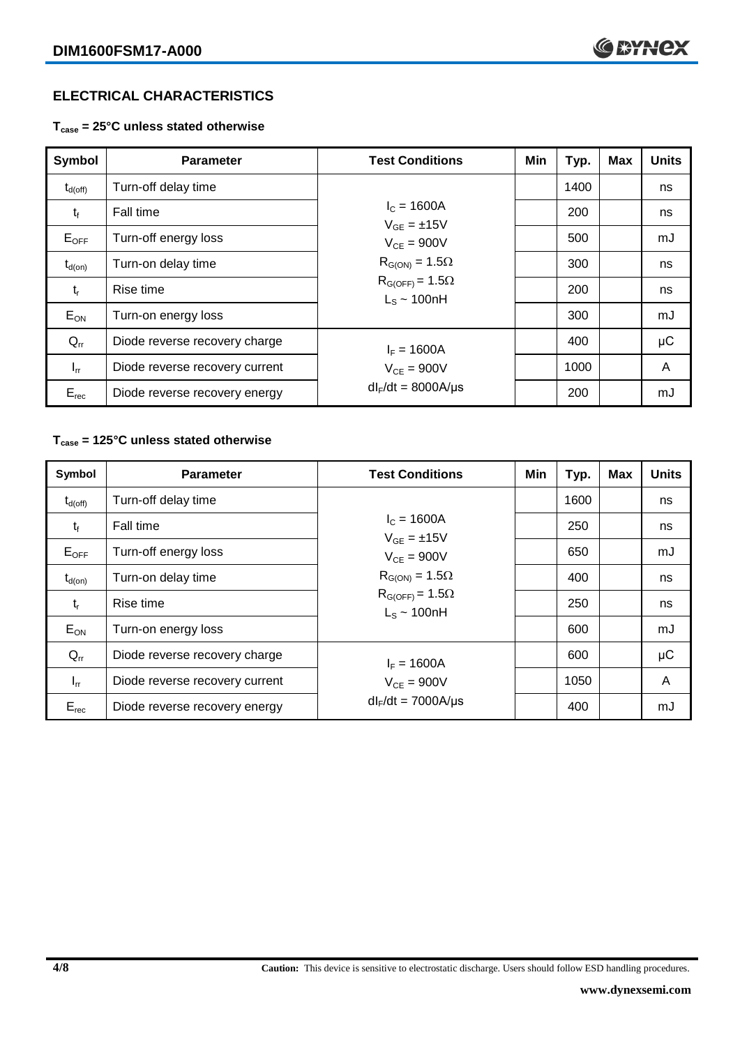## ELECTRICAL CHARACTERISTICS

**$T_{case}$ = 25°C unless stated otherwise**

| Symbol | Parameter | Test Conditions | Min | Typ. | Max | Units |
|---|---|---|---|---|---|---|
| $t_{d(off)}$ | Turn-off delay time | $I_C$ = 1600A<br>$V_{GE}$ = ±15V<br>$V_{CE}$ = 900V<br>$R_{G(ON)}$ = 1.5Ω<br>$R_{G(OFF)}$ = 1.5Ω<br>$L_S$ ~ 100nH | | 1400 | | ns |
| $t_f$ | Fall time | | | 200 | | ns |
| $E_{OFF}$ | Turn-off energy loss | | | 500 | | mJ |
| $t_{d(on)}$ | Turn-on delay time | | | 300 | | ns |
| $t_r$ | Rise time | | | 200 | | ns |
| $E_{ON}$ | Turn-on energy loss | | | 300 | | mJ |
| $Q_{rr}$ | Diode reverse recovery charge | $I_F$ = 1600A<br>$V_{CE}$ = 900V<br>$dI_F/dt$ = 8000A/µs | | 400 | | µC |
| $I_{rr}$ | Diode reverse recovery current | | | 1000 | | A |
| $E_{rec}$ | Diode reverse recovery energy | | | 200 | | mJ |

**$T_{case}$ = 125°C unless stated otherwise**

| Symbol | Parameter | Test Conditions | Min | Typ. | Max | Units |
|---|---|---|---|---|---|---|
| $t_{d(off)}$ | Turn-off delay time | $I_C$ = 1600A<br>$V_{GE}$ = ±15V<br>$V_{CE}$ = 900V<br>$R_{G(ON)}$ = 1.5Ω<br>$R_{G(OFF)}$ = 1.5Ω<br>$L_S$ ~ 100nH | | 1600 | | ns |
| $t_f$ | Fall time | | | 250 | | ns |
| $E_{OFF}$ | Turn-off energy loss | | | 650 | | mJ |
| $t_{d(on)}$ | Turn-on delay time | | | 400 | | ns |
| $t_r$ | Rise time | | | 250 | | ns |
| $E_{ON}$ | Turn-on energy loss | | | 600 | | mJ |
| $Q_{rr}$ | Diode reverse recovery charge | $I_F$ = 1600A<br>$V_{CE}$ = 900V<br>$dI_F/dt$ = 7000A/µs | | 600 | | µC |
| $I_{rr}$ | Diode reverse recovery current | | | 1050 | | A |
| $E_{rec}$ | Diode reverse recovery energy | | | 400 | | mJ |

**Caution:** This device is sensitive to electrostatic discharge. Users should follow ESD handling procedures.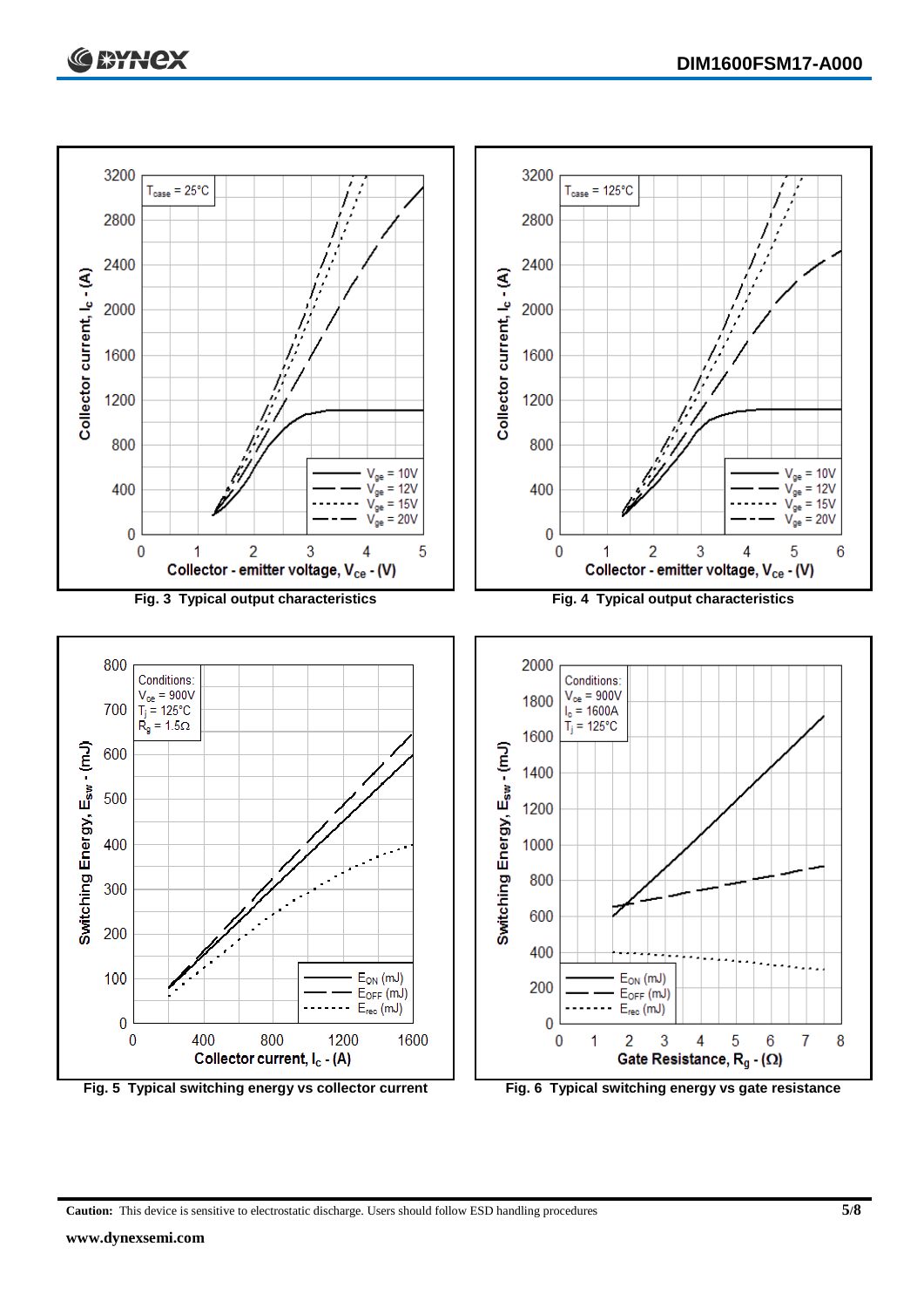Fig. 3 Typical output characteristics

Fig. 4 Typical output characteristics

Fig. 5 Typical switching energy vs collector current

Fig. 6 Typical switching energy vs gate resistance

**Caution:** This device is sensitive to electrostatic discharge. Users should follow ESD handling procedures

**www.dynexsemi.com**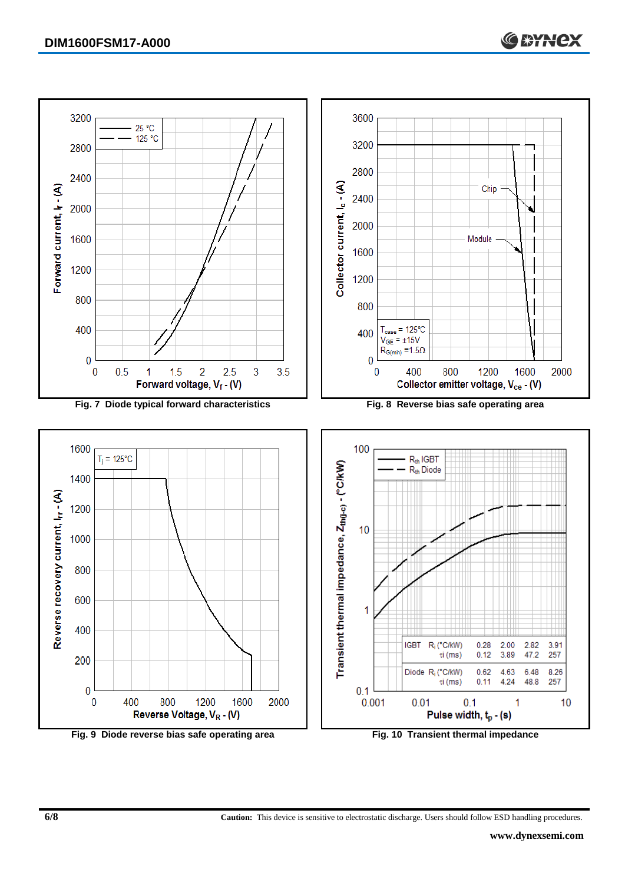Fig. 7 Diode typical forward characteristics

Fig. 8 Reverse bias safe operating area

Fig. 9 Diode reverse bias safe operating area

| | | | | | |
|---|---|---|---|---|---|
| IGBT | $R_i$ (°C/kW) | 0.28 | 2.00 | 2.82 | 3.91 |
| | τi (ms) | 0.12 | 3.89 | 47.2 | 257 |
| Diode | $R_i$ (°C/kW) | 0.62 | 4.63 | 6.48 | 8.26 |
| | τi (ms) | 0.11 | 4.24 | 48.8 | 257 |

Fig. 10 Transient thermal impedance

**Caution:** This device is sensitive to electrostatic discharge. Users should follow ESD handling procedures.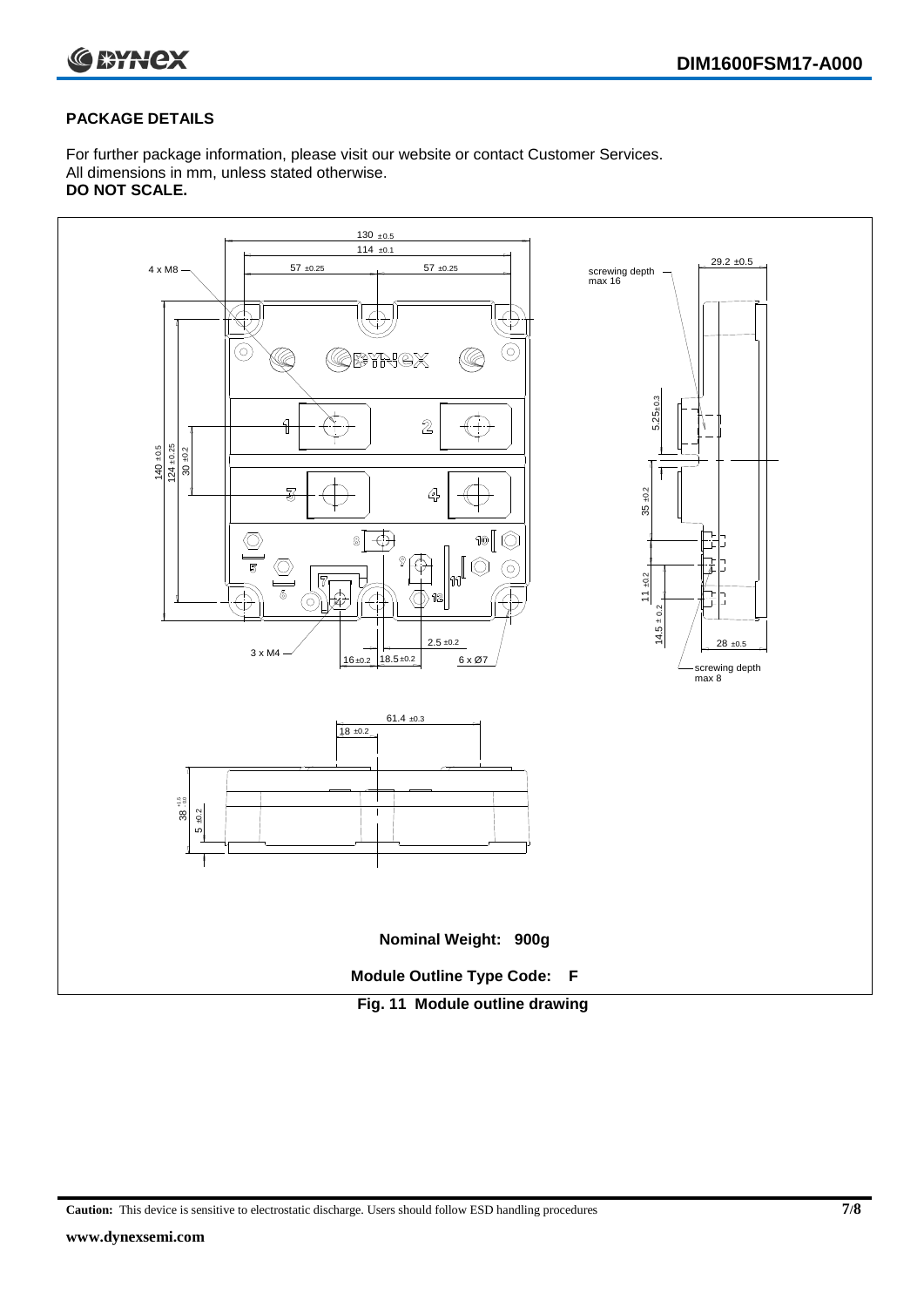## PACKAGE DETAILS

For further package information, please visit our website or contact Customer Services.
All dimensions in mm, unless stated otherwise.
**DO NOT SCALE.**

**Nominal Weight: 900g**

**Module Outline Type Code: F**

**Fig. 11 Module outline drawing**

**Caution:** This device is sensitive to electrostatic discharge. Users should follow ESD handling procedures

**www.dynexsemi.com**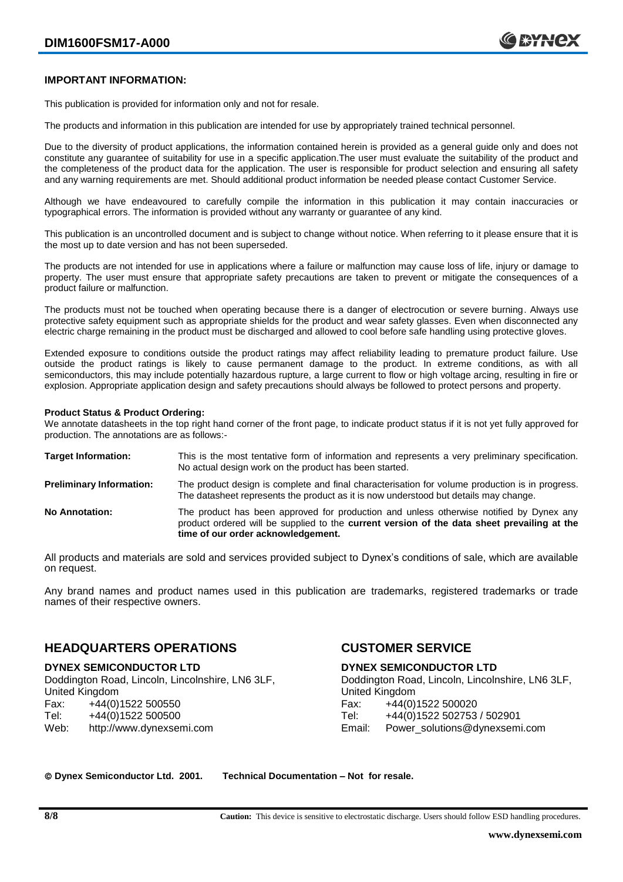**IMPORTANT INFORMATION:**

This publication is provided for information only and not for resale.

The products and information in this publication are intended for use by appropriately trained technical personnel.

Due to the diversity of product applications, the information contained herein is provided as a general guide only and does not constitute any guarantee of suitability for use in a specific application.The user must evaluate the suitability of the product and the completeness of the product data for the application. The user is responsible for product selection and ensuring all safety and any warning requirements are met. Should additional product information be needed please contact Customer Service.

Although we have endeavoured to carefully compile the information in this publication it may contain inaccuracies or typographical errors. The information is provided without any warranty or guarantee of any kind.

This publication is an uncontrolled document and is subject to change without notice. When referring to it please ensure that it is the most up to date version and has not been superseded.

The products are not intended for use in applications where a failure or malfunction may cause loss of life, injury or damage to property. The user must ensure that appropriate safety precautions are taken to prevent or mitigate the consequences of a product failure or malfunction.

The products must not be touched when operating because there is a danger of electrocution or severe burning. Always use protective safety equipment such as appropriate shields for the product and wear safety glasses. Even when disconnected any electric charge remaining in the product must be discharged and allowed to cool before safe handling using protective gloves.

Extended exposure to conditions outside the product ratings may affect reliability leading to premature product failure. Use outside the product ratings is likely to cause permanent damage to the product. In extreme conditions, as with all semiconductors, this may include potentially hazardous rupture, a large current to flow or high voltage arcing, resulting in fire or explosion. Appropriate application design and safety precautions should always be followed to protect persons and property.

**Product Status & Product Ordering:**

We annotate datasheets in the top right hand corner of the front page, to indicate product status if it is not yet fully approved for production. The annotations are as follows:-

| | |
|---|---|
| **Target Information:** | This is the most tentative form of information and represents a very preliminary specification. No actual design work on the product has been started. |
| **Preliminary Information:** | The product design is complete and final characterisation for volume production is in progress. The datasheet represents the product as it is now understood but details may change. |
| **No Annotation:** | The product has been approved for production and unless otherwise notified by Dynex any product ordered will be supplied to the **current version of the data sheet prevailing at the time of our order acknowledgement.** |

All products and materials are sold and services provided subject to Dynex's conditions of sale, which are available on request.

Any brand names and product names used in this publication are trademarks, registered trademarks or trade names of their respective owners.

## HEADQUARTERS OPERATIONS

**DYNEX SEMICONDUCTOR LTD**
Doddington Road, Lincoln, Lincolnshire, LN6 3LF, United Kingdom
Fax: +44(0)1522 500550
Tel: +44(0)1522 500500
Web: http://www.dynexsemi.com

## CUSTOMER SERVICE

**DYNEX SEMICONDUCTOR LTD**
Doddington Road, Lincoln, Lincolnshire, LN6 3LF, United Kingdom
Fax: +44(0)1522 500020
Tel: +44(0)1522 502753 / 502901
Email: Power_solutions@dynexsemi.com

**© Dynex Semiconductor Ltd. 2001. Technical Documentation – Not for resale.**

**Caution:** This device is sensitive to electrostatic discharge. Users should follow ESD handling procedures.